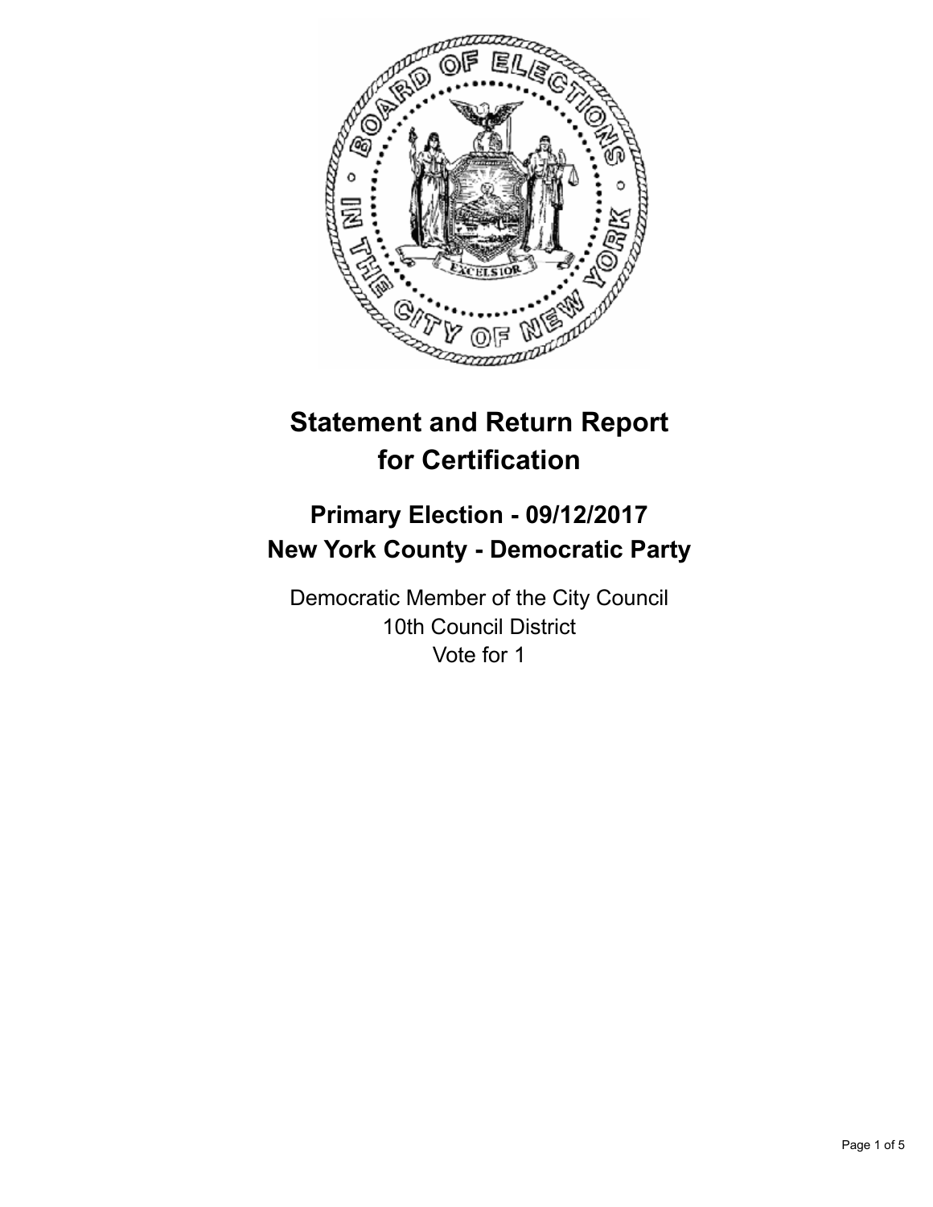# Statement and Return Report for Certification

## Primary Election - 09/12/2017
## New York County - Democratic Party

Democratic Member of the City Council
10th Council District
Vote for 1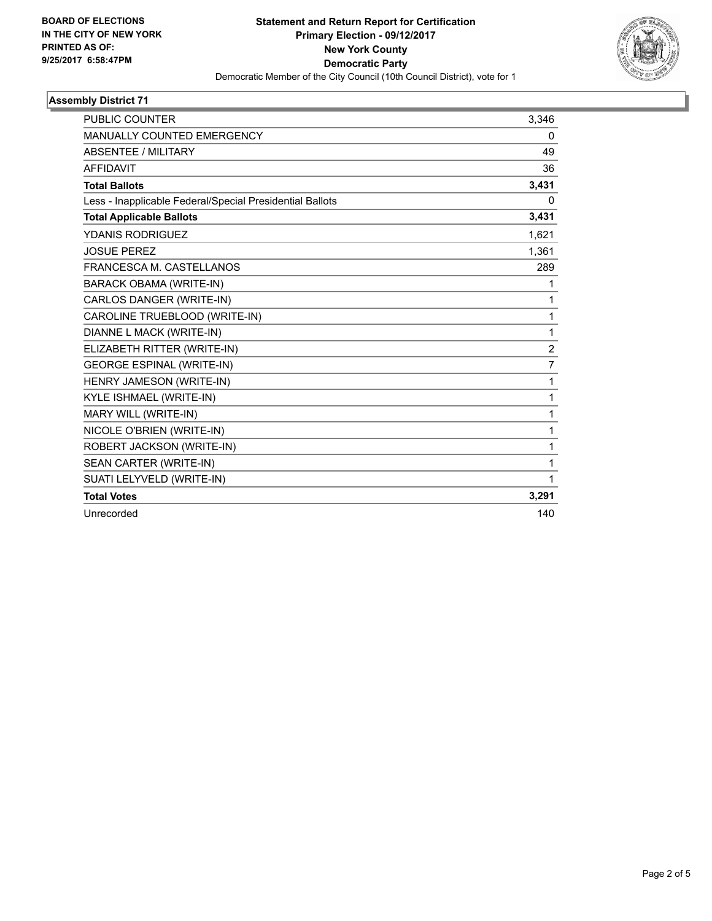**BOARD OF ELECTIONS IN THE CITY OF NEW YORK PRINTED AS OF: 9/25/2017 6:58:47PM**

# Statement and Return Report for Certification
## Primary Election - 09/12/2017
## New York County
## Democratic Party

Democratic Member of the City Council (10th Council District), vote for 1

### Assembly District 71

| | |
|---|---|
| PUBLIC COUNTER | 3,346 |
| MANUALLY COUNTED EMERGENCY | 0 |
| ABSENTEE / MILITARY | 49 |
| AFFIDAVIT | 36 |
| **Total Ballots** | **3,431** |
| Less - Inapplicable Federal/Special Presidential Ballots | 0 |
| **Total Applicable Ballots** | **3,431** |
| YDANIS RODRIGUEZ | 1,621 |
| JOSUE PEREZ | 1,361 |
| FRANCESCA M. CASTELLANOS | 289 |
| BARACK OBAMA (WRITE-IN) | 1 |
| CARLOS DANGER (WRITE-IN) | 1 |
| CAROLINE TRUEBLOOD (WRITE-IN) | 1 |
| DIANNE L MACK (WRITE-IN) | 1 |
| ELIZABETH RITTER (WRITE-IN) | 2 |
| GEORGE ESPINAL (WRITE-IN) | 7 |
| HENRY JAMESON (WRITE-IN) | 1 |
| KYLE ISHMAEL (WRITE-IN) | 1 |
| MARY WILL (WRITE-IN) | 1 |
| NICOLE O'BRIEN (WRITE-IN) | 1 |
| ROBERT JACKSON (WRITE-IN) | 1 |
| SEAN CARTER (WRITE-IN) | 1 |
| SUATI LELYVELD (WRITE-IN) | 1 |
| **Total Votes** | **3,291** |
| Unrecorded | 140 |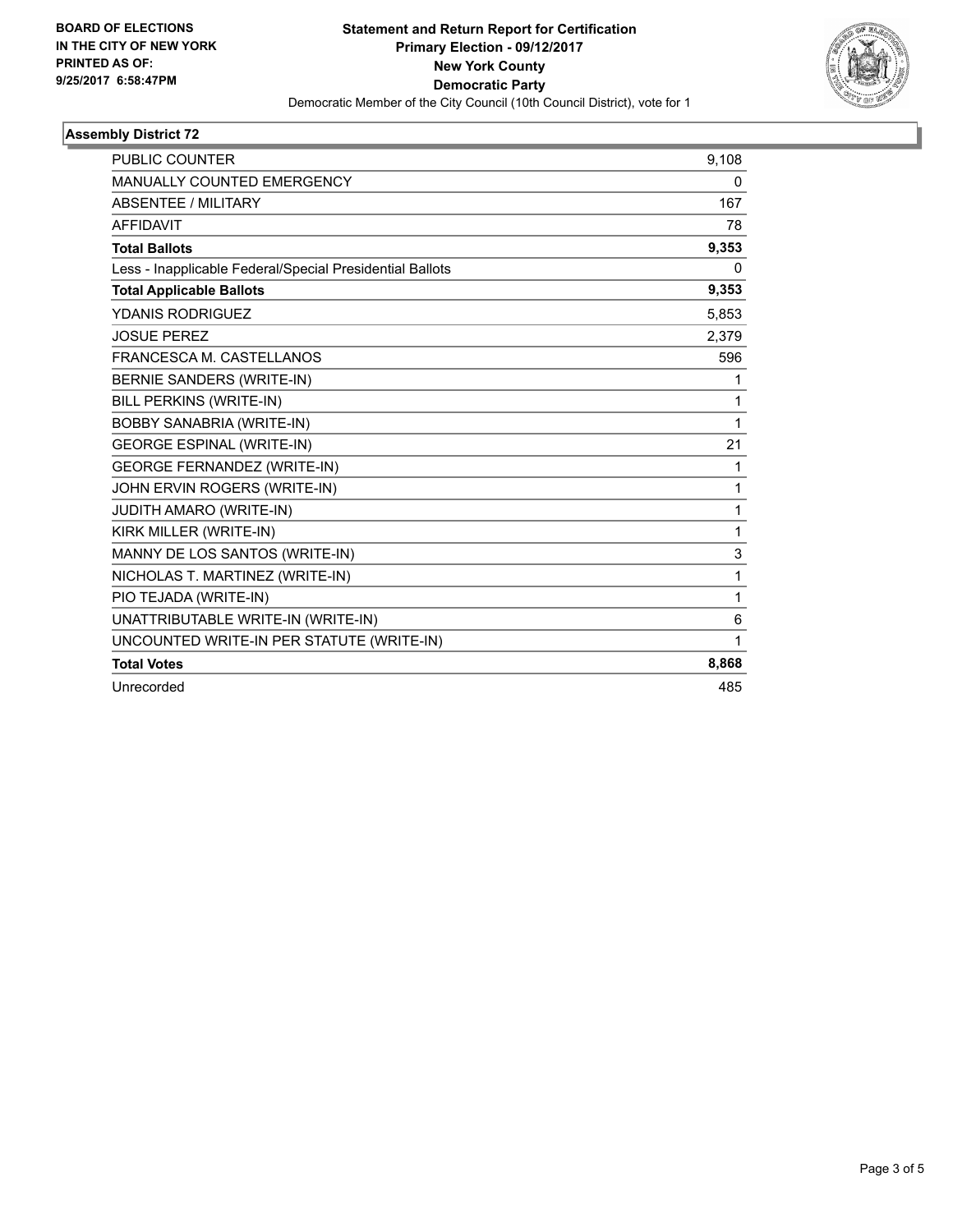**BOARD OF ELECTIONS**
**IN THE CITY OF NEW YORK**
**PRINTED AS OF:**
**9/25/2017 6:58:47PM**

# Statement and Return Report for Certification
## Primary Election - 09/12/2017
## New York County
## Democratic Party

Democratic Member of the City Council (10th Council District), vote for 1

### Assembly District 72

| | |
|---|---|
| PUBLIC COUNTER | 9,108 |
| MANUALLY COUNTED EMERGENCY | 0 |
| ABSENTEE / MILITARY | 167 |
| AFFIDAVIT | 78 |
| **Total Ballots** | **9,353** |
| Less - Inapplicable Federal/Special Presidential Ballots | 0 |
| **Total Applicable Ballots** | **9,353** |
| YDANIS RODRIGUEZ | 5,853 |
| JOSUE PEREZ | 2,379 |
| FRANCESCA M. CASTELLANOS | 596 |
| BERNIE SANDERS (WRITE-IN) | 1 |
| BILL PERKINS (WRITE-IN) | 1 |
| BOBBY SANABRIA (WRITE-IN) | 1 |
| GEORGE ESPINAL (WRITE-IN) | 21 |
| GEORGE FERNANDEZ (WRITE-IN) | 1 |
| JOHN ERVIN ROGERS (WRITE-IN) | 1 |
| JUDITH AMARO (WRITE-IN) | 1 |
| KIRK MILLER (WRITE-IN) | 1 |
| MANNY DE LOS SANTOS (WRITE-IN) | 3 |
| NICHOLAS T. MARTINEZ (WRITE-IN) | 1 |
| PIO TEJADA (WRITE-IN) | 1 |
| UNATTRIBUTABLE WRITE-IN (WRITE-IN) | 6 |
| UNCOUNTED WRITE-IN PER STATUTE (WRITE-IN) | 1 |
| **Total Votes** | **8,868** |
| Unrecorded | 485 |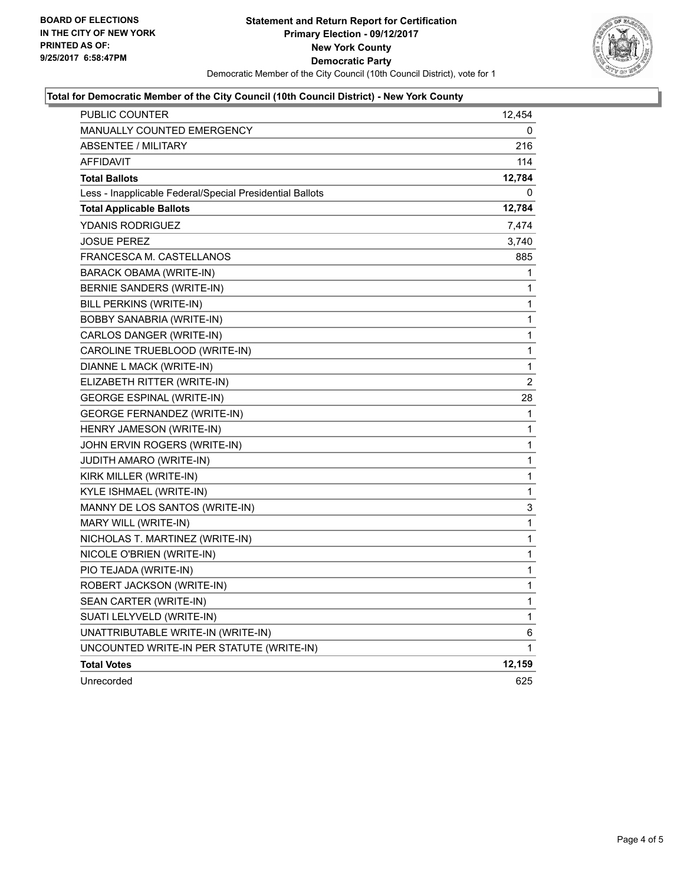**BOARD OF ELECTIONS**
**IN THE CITY OF NEW YORK**
**PRINTED AS OF:**
**9/25/2017 6:58:47PM**

# Statement and Return Report for Certification
## Primary Election - 09/12/2017
## New York County
## Democratic Party

Democratic Member of the City Council (10th Council District), vote for 1

### Total for Democratic Member of the City Council (10th Council District) - New York County

| | |
|---|---|
| PUBLIC COUNTER | 12,454 |
| MANUALLY COUNTED EMERGENCY | 0 |
| ABSENTEE / MILITARY | 216 |
| AFFIDAVIT | 114 |
| **Total Ballots** | **12,784** |
| Less - Inapplicable Federal/Special Presidential Ballots | 0 |
| **Total Applicable Ballots** | **12,784** |
| YDANIS RODRIGUEZ | 7,474 |
| JOSUE PEREZ | 3,740 |
| FRANCESCA M. CASTELLANOS | 885 |
| BARACK OBAMA (WRITE-IN) | 1 |
| BERNIE SANDERS (WRITE-IN) | 1 |
| BILL PERKINS (WRITE-IN) | 1 |
| BOBBY SANABRIA (WRITE-IN) | 1 |
| CARLOS DANGER (WRITE-IN) | 1 |
| CAROLINE TRUEBLOOD (WRITE-IN) | 1 |
| DIANNE L MACK (WRITE-IN) | 1 |
| ELIZABETH RITTER (WRITE-IN) | 2 |
| GEORGE ESPINAL (WRITE-IN) | 28 |
| GEORGE FERNANDEZ (WRITE-IN) | 1 |
| HENRY JAMESON (WRITE-IN) | 1 |
| JOHN ERVIN ROGERS (WRITE-IN) | 1 |
| JUDITH AMARO (WRITE-IN) | 1 |
| KIRK MILLER (WRITE-IN) | 1 |
| KYLE ISHMAEL (WRITE-IN) | 1 |
| MANNY DE LOS SANTOS (WRITE-IN) | 3 |
| MARY WILL (WRITE-IN) | 1 |
| NICHOLAS T. MARTINEZ (WRITE-IN) | 1 |
| NICOLE O'BRIEN (WRITE-IN) | 1 |
| PIO TEJADA (WRITE-IN) | 1 |
| ROBERT JACKSON (WRITE-IN) | 1 |
| SEAN CARTER (WRITE-IN) | 1 |
| SUATI LELYVELD (WRITE-IN) | 1 |
| UNATTRIBUTABLE WRITE-IN (WRITE-IN) | 6 |
| UNCOUNTED WRITE-IN PER STATUTE (WRITE-IN) | 1 |
| **Total Votes** | **12,159** |
| Unrecorded | 625 |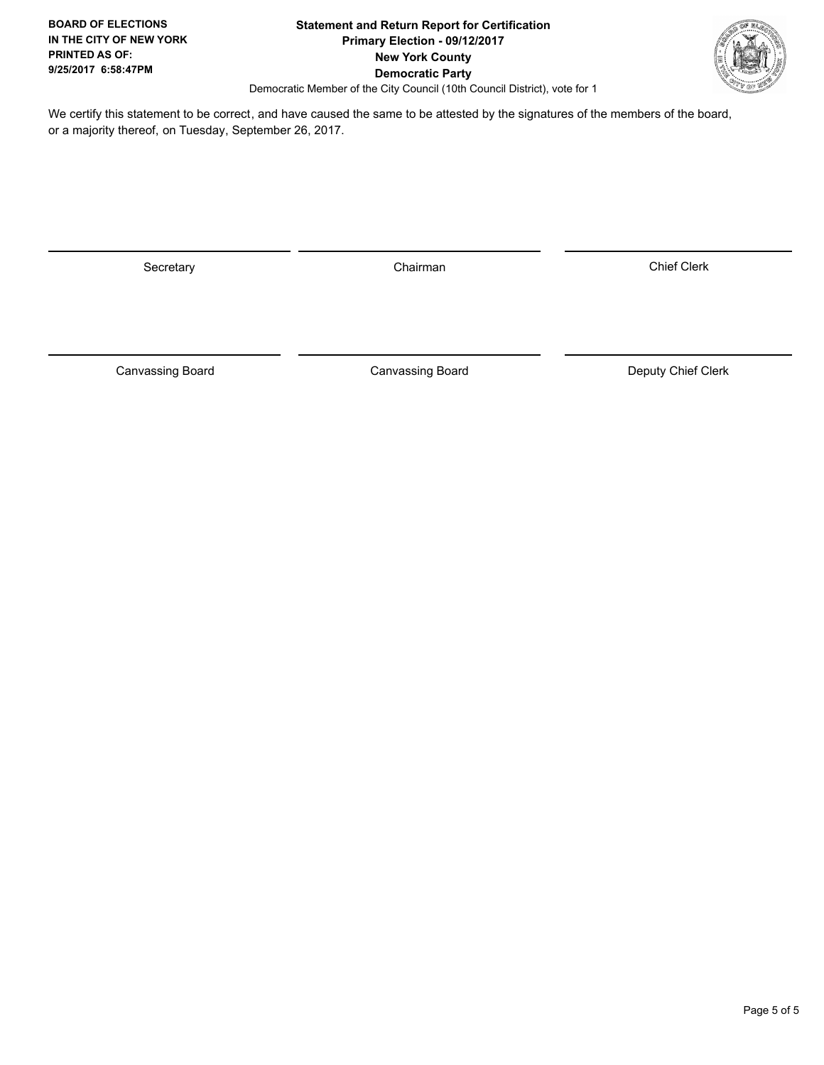**BOARD OF ELECTIONS**
**IN THE CITY OF NEW YORK**
**PRINTED AS OF:**
**9/25/2017 6:58:47PM**

**Statement and Return Report for Certification**
**Primary Election - 09/12/2017**
**New York County**
**Democratic Party**
Democratic Member of the City Council (10th Council District), vote for 1

We certify this statement to be correct, and have caused the same to be attested by the signatures of the members of the board, or a majority thereof, on Tuesday, September 26, 2017.

| | | |
|---|---|---|
| Secretary | Chairman | Chief Clerk |
| Canvassing Board | Canvassing Board | Deputy Chief Clerk |